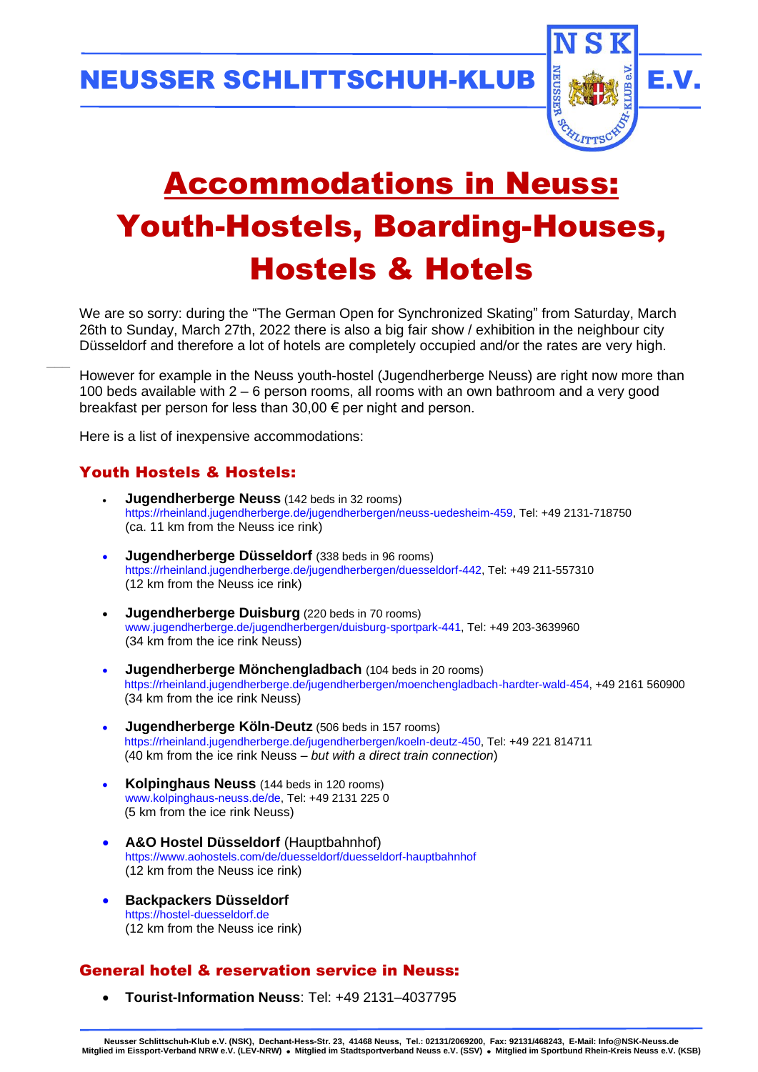# NEUSSER SCHLITTSCHUH-KLUB E.V.

# Accommodations in Neuss: Youth-Hostels, Boarding-Houses, Hostels & Hotels

We are so sorry: during the "The German Open for Synchronized Skating" from Saturday, March 26th to Sunday, March 27th, 2022 there is also a big fair show / exhibition in the neighbour city Düsseldorf and therefore a lot of hotels are completely occupied and/or the rates are very high.

However for example in the Neuss youth-hostel (Jugendherberge Neuss) are right now more than 100 beds available with 2 – 6 person rooms, all rooms with an own bathroom and a very good breakfast per person for less than 30,00 € per night and person.

Here is a list of inexpensive accommodations:

## Youth Hostels & Hostels:

- **Jugendherberge Neuss** (142 beds in 32 rooms)
  https://rheinland.jugendherberge.de/jugendherbergen/neuss-uedesheim-459, Tel: +49 2131-718750
  (ca. 11 km from the Neuss ice rink)

- **Jugendherberge Düsseldorf** (338 beds in 96 rooms)
  https://rheinland.jugendherberge.de/jugendherbergen/duesseldorf-442, Tel: +49 211-557310
  (12 km from the Neuss ice rink)

- **Jugendherberge Duisburg** (220 beds in 70 rooms)
  www.jugendherberge.de/jugendherbergen/duisburg-sportpark-441, Tel: +49 203-3639960
  (34 km from the ice rink Neuss)

- **Jugendherberge Mönchengladbach** (104 beds in 20 rooms)
  https://rheinland.jugendherberge.de/jugendherbergen/moenchengladbach-hardter-wald-454, +49 2161 560900
  (34 km from the ice rink Neuss)

- **Jugendherberge Köln-Deutz** (506 beds in 157 rooms)
  https://rheinland.jugendherberge.de/jugendherbergen/koeln-deutz-450, Tel: +49 221 814711
  (40 km from the ice rink Neuss – *but with a direct train connection*)

- **Kolpinghaus Neuss** (144 beds in 120 rooms)
  www.kolpinghaus-neuss.de/de, Tel: +49 2131 225 0
  (5 km from the ice rink Neuss)

- **A&O Hostel Düsseldorf** (Hauptbahnhof)
  https://www.aohostels.com/de/duesseldorf/duesseldorf-hauptbahnhof
  (12 km from the Neuss ice rink)

- **Backpackers Düsseldorf**
  https://hostel-duesseldorf.de
  (12 km from the Neuss ice rink)

## General hotel & reservation service in Neuss:

- **Tourist-Information Neuss**: Tel: +49 2131–4037795

**Neusser Schlittschuh-Klub e.V. (NSK), Dechant-Hess-Str. 23, 41468 Neuss, Tel.: 02131/2069200, Fax: 92131/468243, E-Mail: Info@NSK-Neuss.de**
**Mitglied im Eissport-Verband NRW e.V. (LEV-NRW) • Mitglied im Stadtsportverband Neuss e.V. (SSV) • Mitglied im Sportbund Rhein-Kreis Neuss e.V. (KSB)**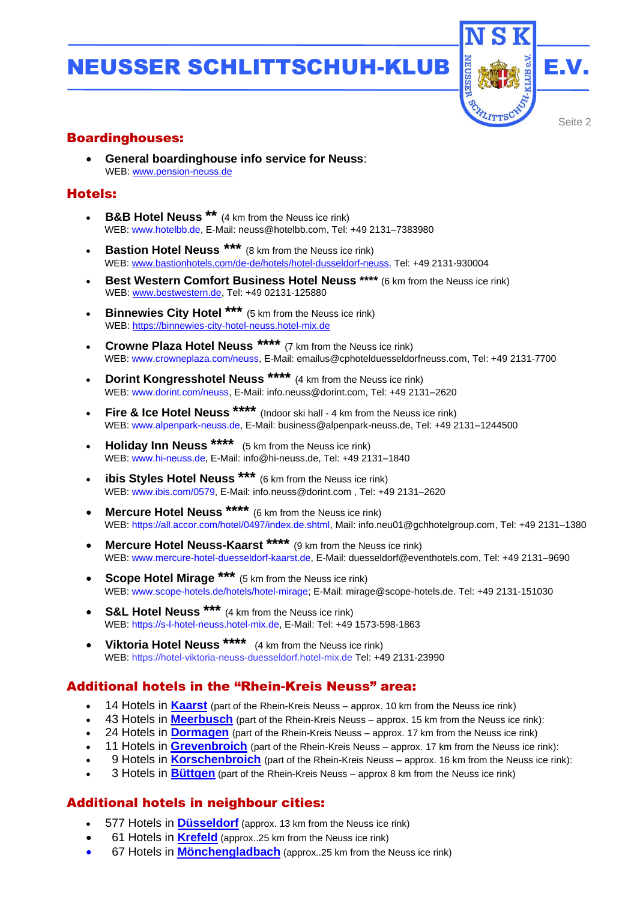# NEUSSER SCHLITTSCHUH-KLUB E.V.

## Boardinghouses:

- **General boardinghouse info service for Neuss**:
  WEB: www.pension-neuss.de

## Hotels:

- **B&B Hotel Neuss \*\*** (4 km from the Neuss ice rink)
  WEB: www.hotelbb.de, E-Mail: neuss@hotelbb.com, Tel: +49 2131–7383980
- **Bastion Hotel Neuss \*\*\*** (8 km from the Neuss ice rink)
  WEB: www.bastionhotels.com/de-de/hotels/hotel-dusseldorf-neuss, Tel: +49 2131-930004
- **Best Western Comfort Business Hotel Neuss \*\*\*\*** (6 km from the Neuss ice rink)
  WEB: www.bestwestern.de, Tel: +49 02131-125880
- **Binnewies City Hotel \*\*\*** (5 km from the Neuss ice rink)
  WEB: https://binnewies-city-hotel-neuss.hotel-mix.de
- **Crowne Plaza Hotel Neuss \*\*\*\*** (7 km from the Neuss ice rink)
  WEB: www.crowneplaza.com/neuss, E-Mail: emailus@cphotelduesseldorfneuss.com, Tel: +49 2131-7700
- **Dorint Kongresshotel Neuss \*\*\*\*** (4 km from the Neuss ice rink)
  WEB: www.dorint.com/neuss, E-Mail: info.neuss@dorint.com, Tel: +49 2131–2620
- **Fire & Ice Hotel Neuss \*\*\*\*** (Indoor ski hall - 4 km from the Neuss ice rink)
  WEB: www.alpenpark-neuss.de, E-Mail: business@alpenpark-neuss.de, Tel: +49 2131–1244500
- **Holiday Inn Neuss \*\*\*\*** (5 km from the Neuss ice rink)
  WEB: www.hi-neuss.de, E-Mail: info@hi-neuss.de, Tel: +49 2131–1840
- **ibis Styles Hotel Neuss \*\*\*** (6 km from the Neuss ice rink)
  WEB: www.ibis.com/0579, E-Mail: info.neuss@dorint.com , Tel: +49 2131–2620
- **Mercure Hotel Neuss \*\*\*\*** (6 km from the Neuss ice rink)
  WEB: https://all.accor.com/hotel/0497/index.de.shtml, Mail: info.neu01@gchhotelgroup.com, Tel: +49 2131–1380
- **Mercure Hotel Neuss-Kaarst \*\*\*\*** (9 km from the Neuss ice rink)
  WEB: www.mercure-hotel-duesseldorf-kaarst.de, E-Mail: duesseldorf@eventhotels.com, Tel: +49 2131–9690
- **Scope Hotel Mirage \*\*\*** (5 km from the Neuss ice rink)
  WEB: www.scope-hotels.de/hotels/hotel-mirage; E-Mail: mirage@scope-hotels.de. Tel: +49 2131-151030
- **S&L Hotel Neuss \*\*\*** (4 km from the Neuss ice rink)
  WEB: https://s-l-hotel-neuss.hotel-mix.de, E-Mail: Tel: +49 1573-598-1863
- **Viktoria Hotel Neuss \*\*\*\*** (4 km from the Neuss ice rink)
  WEB: https://hotel-viktoria-neuss-duesseldorf.hotel-mix.de Tel: +49 2131-23990

## Additional hotels in the "Rhein-Kreis Neuss" area:

- 14 Hotels in **Kaarst** (part of the Rhein-Kreis Neuss – approx. 10 km from the Neuss ice rink)
- 43 Hotels in **Meerbusch** (part of the Rhein-Kreis Neuss – approx. 15 km from the Neuss ice rink):
- 24 Hotels in **Dormagen** (part of the Rhein-Kreis Neuss – approx. 17 km from the Neuss ice rink)
- 11 Hotels in **Grevenbroich** (part of the Rhein-Kreis Neuss – approx. 17 km from the Neuss ice rink):
- 9 Hotels in **Korschenbroich** (part of the Rhein-Kreis Neuss – approx. 16 km from the Neuss ice rink):
- 3 Hotels in **Büttgen** (part of the Rhein-Kreis Neuss – approx 8 km from the Neuss ice rink)

## Additional hotels in neighbour cities:

- 577 Hotels in **Düsseldorf** (approx. 13 km from the Neuss ice rink)
- 61 Hotels in **Krefeld** (approx..25 km from the Neuss ice rink)
- 67 Hotels in **Mönchengladbach** (approx..25 km from the Neuss ice rink)